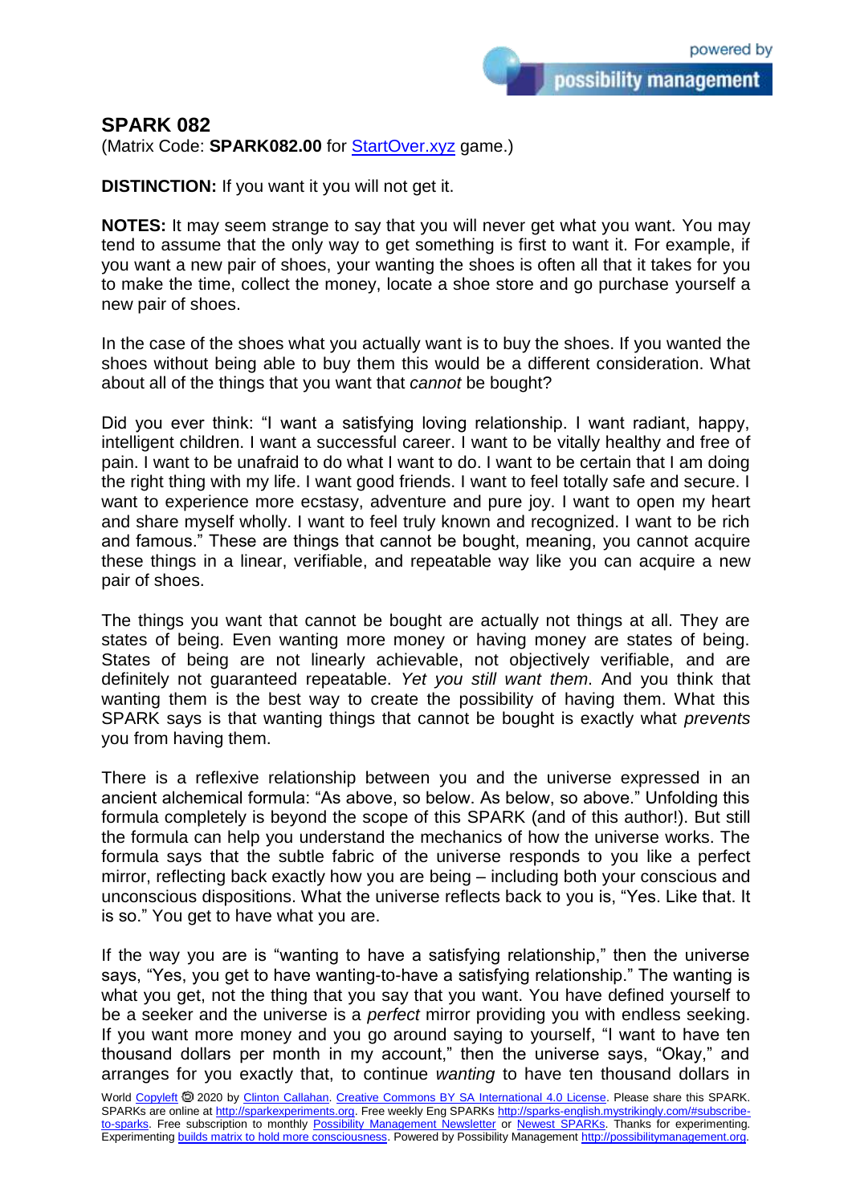## SPARK 082

(Matrix Code: **SPARK082.00** for StartOver.xyz game.)

**DISTINCTION:** If you want it you will not get it.

**NOTES:** It may seem strange to say that you will never get what you want. You may tend to assume that the only way to get something is first to want it. For example, if you want a new pair of shoes, your wanting the shoes is often all that it takes for you to make the time, collect the money, locate a shoe store and go purchase yourself a new pair of shoes.

In the case of the shoes what you actually want is to buy the shoes. If you wanted the shoes without being able to buy them this would be a different consideration. What about all of the things that you want that *cannot* be bought?

Did you ever think: "I want a satisfying loving relationship. I want radiant, happy, intelligent children. I want a successful career. I want to be vitally healthy and free of pain. I want to be unafraid to do what I want to do. I want to be certain that I am doing the right thing with my life. I want good friends. I want to feel totally safe and secure. I want to experience more ecstasy, adventure and pure joy. I want to open my heart and share myself wholly. I want to feel truly known and recognized. I want to be rich and famous." These are things that cannot be bought, meaning, you cannot acquire these things in a linear, verifiable, and repeatable way like you can acquire a new pair of shoes.

The things you want that cannot be bought are actually not things at all. They are states of being. Even wanting more money or having money are states of being. States of being are not linearly achievable, not objectively verifiable, and are definitely not guaranteed repeatable. *Yet you still want them*. And you think that wanting them is the best way to create the possibility of having them. What this SPARK says is that wanting things that cannot be bought is exactly what *prevents* you from having them.

There is a reflexive relationship between you and the universe expressed in an ancient alchemical formula: "As above, so below. As below, so above." Unfolding this formula completely is beyond the scope of this SPARK (and of this author!). But still the formula can help you understand the mechanics of how the universe works. The formula says that the subtle fabric of the universe responds to you like a perfect mirror, reflecting back exactly how you are being – including both your conscious and unconscious dispositions. What the universe reflects back to you is, "Yes. Like that. It is so." You get to have what you are.

If the way you are is "wanting to have a satisfying relationship," then the universe says, "Yes, you get to have wanting-to-have a satisfying relationship." The wanting is what you get, not the thing that you say that you want. You have defined yourself to be a seeker and the universe is a *perfect* mirror providing you with endless seeking. If you want more money and you go around saying to yourself, "I want to have ten thousand dollars per month in my account," then the universe says, "Okay," and arranges for you exactly that, to continue *wanting* to have ten thousand dollars in

World Copyleft 🄯 2020 by Clinton Callahan. Creative Commons BY SA International 4.0 License. Please share this SPARK. SPARKs are online at http://sparkexperiments.org. Free weekly Eng SPARKs http://sparks-english.mystrikingly.com/#subscribe-to-sparks. Free subscription to monthly Possibility Management Newsletter or Newest SPARKs. Thanks for experimenting. Experimenting builds matrix to hold more consciousness. Powered by Possibility Management http://possibilitymanagement.org.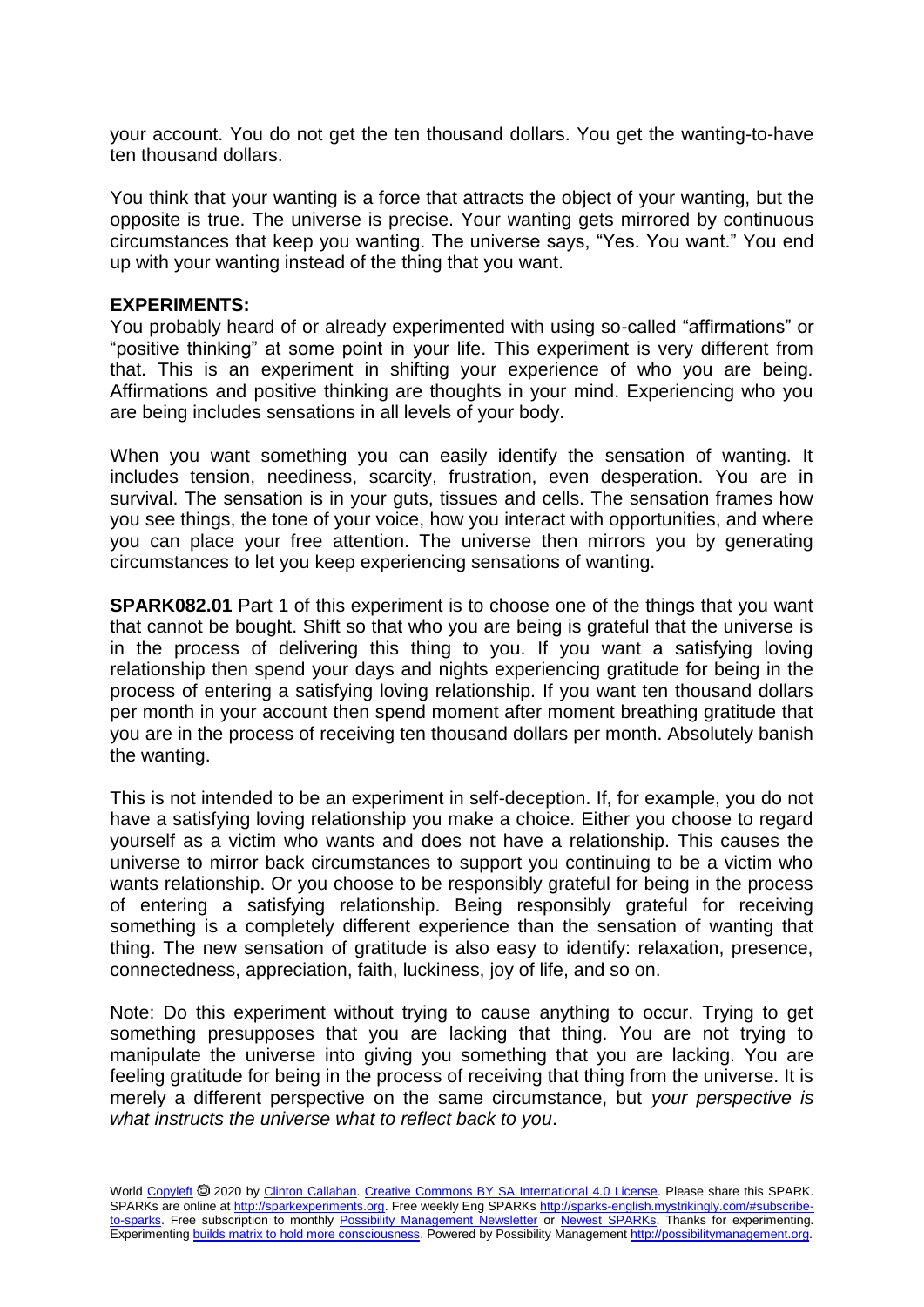your account. You do not get the ten thousand dollars. You get the wanting-to-have ten thousand dollars.

You think that your wanting is a force that attracts the object of your wanting, but the opposite is true. The universe is precise. Your wanting gets mirrored by continuous circumstances that keep you wanting. The universe says, "Yes. You want." You end up with your wanting instead of the thing that you want.

**EXPERIMENTS:**
You probably heard of or already experimented with using so-called "affirmations" or "positive thinking" at some point in your life. This experiment is very different from that. This is an experiment in shifting your experience of who you are being. Affirmations and positive thinking are thoughts in your mind. Experiencing who you are being includes sensations in all levels of your body.

When you want something you can easily identify the sensation of wanting. It includes tension, neediness, scarcity, frustration, even desperation. You are in survival. The sensation is in your guts, tissues and cells. The sensation frames how you see things, the tone of your voice, how you interact with opportunities, and where you can place your free attention. The universe then mirrors you by generating circumstances to let you keep experiencing sensations of wanting.

**SPARK082.01** Part 1 of this experiment is to choose one of the things that you want that cannot be bought. Shift so that who you are being is grateful that the universe is in the process of delivering this thing to you. If you want a satisfying loving relationship then spend your days and nights experiencing gratitude for being in the process of entering a satisfying loving relationship. If you want ten thousand dollars per month in your account then spend moment after moment breathing gratitude that you are in the process of receiving ten thousand dollars per month. Absolutely banish the wanting.

This is not intended to be an experiment in self-deception. If, for example, you do not have a satisfying loving relationship you make a choice. Either you choose to regard yourself as a victim who wants and does not have a relationship. This causes the universe to mirror back circumstances to support you continuing to be a victim who wants relationship. Or you choose to be responsibly grateful for being in the process of entering a satisfying relationship. Being responsibly grateful for receiving something is a completely different experience than the sensation of wanting that thing. The new sensation of gratitude is also easy to identify: relaxation, presence, connectedness, appreciation, faith, luckiness, joy of life, and so on.

Note: Do this experiment without trying to cause anything to occur. Trying to get something presupposes that you are lacking that thing. You are not trying to manipulate the universe into giving you something that you are lacking. You are feeling gratitude for being in the process of receiving that thing from the universe. It is merely a different perspective on the same circumstance, but *your perspective is what instructs the universe what to reflect back to you*.

World Copyleft 🄯 2020 by Clinton Callahan. Creative Commons BY SA International 4.0 License. Please share this SPARK. SPARKs are online at http://sparkexperiments.org. Free weekly Eng SPARKs http://sparks-english.mystrikingly.com/#subscribe-to-sparks. Free subscription to monthly Possibility Management Newsletter or Newest SPARKs. Thanks for experimenting. Experimenting builds matrix to hold more consciousness. Powered by Possibility Management http://possibilitymanagement.org.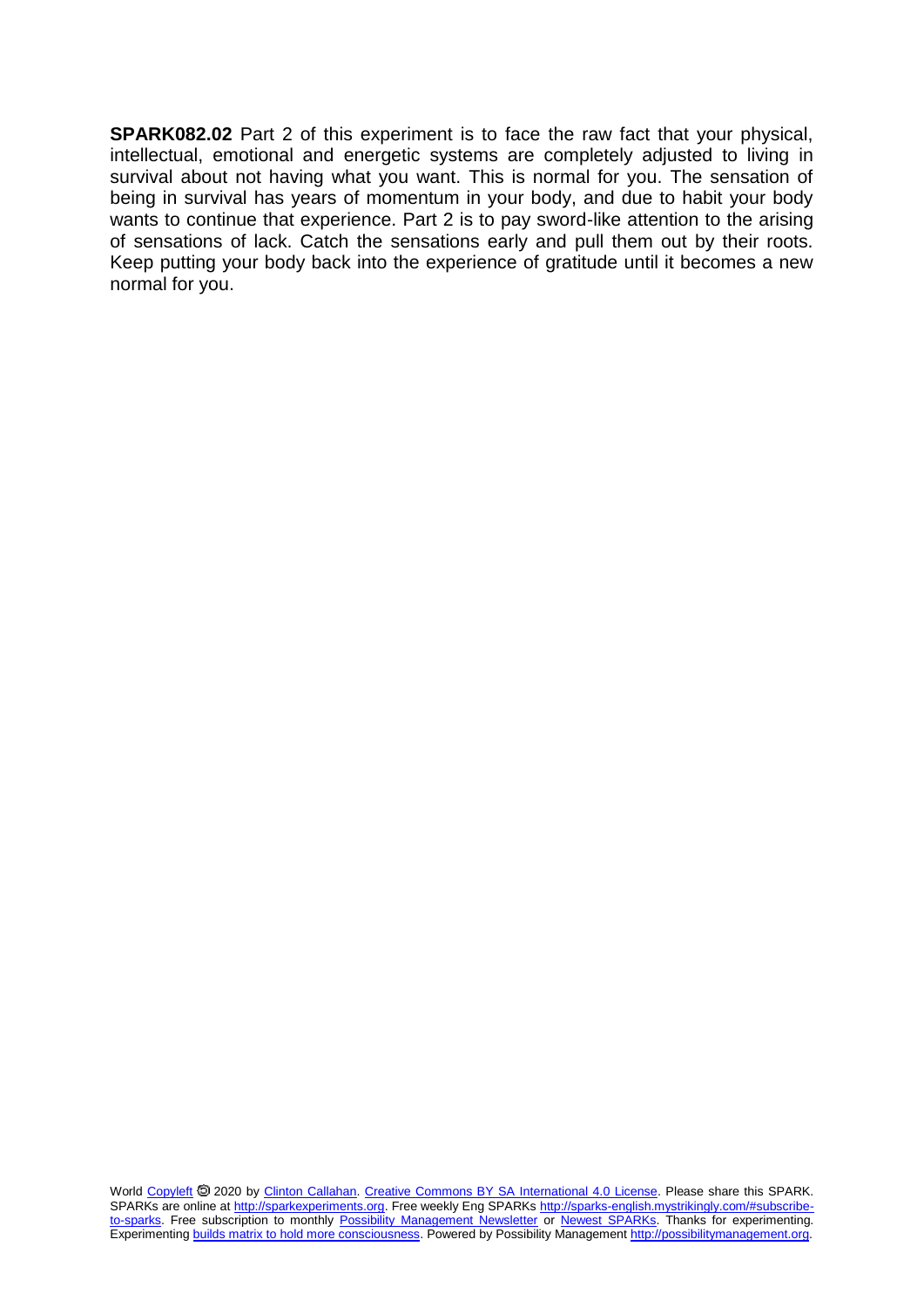**SPARK082.02** Part 2 of this experiment is to face the raw fact that your physical, intellectual, emotional and energetic systems are completely adjusted to living in survival about not having what you want. This is normal for you. The sensation of being in survival has years of momentum in your body, and due to habit your body wants to continue that experience. Part 2 is to pay sword-like attention to the arising of sensations of lack. Catch the sensations early and pull them out by their roots. Keep putting your body back into the experience of gratitude until it becomes a new normal for you.

World Copyleft 🄯 2020 by Clinton Callahan. Creative Commons BY SA International 4.0 License. Please share this SPARK. SPARKs are online at http://sparkexperiments.org. Free weekly Eng SPARKs http://sparks-english.mystrikingly.com/#subscribe-to-sparks. Free subscription to monthly Possibility Management Newsletter or Newest SPARKs. Thanks for experimenting. Experimenting builds matrix to hold more consciousness. Powered by Possibility Management http://possibilitymanagement.org.